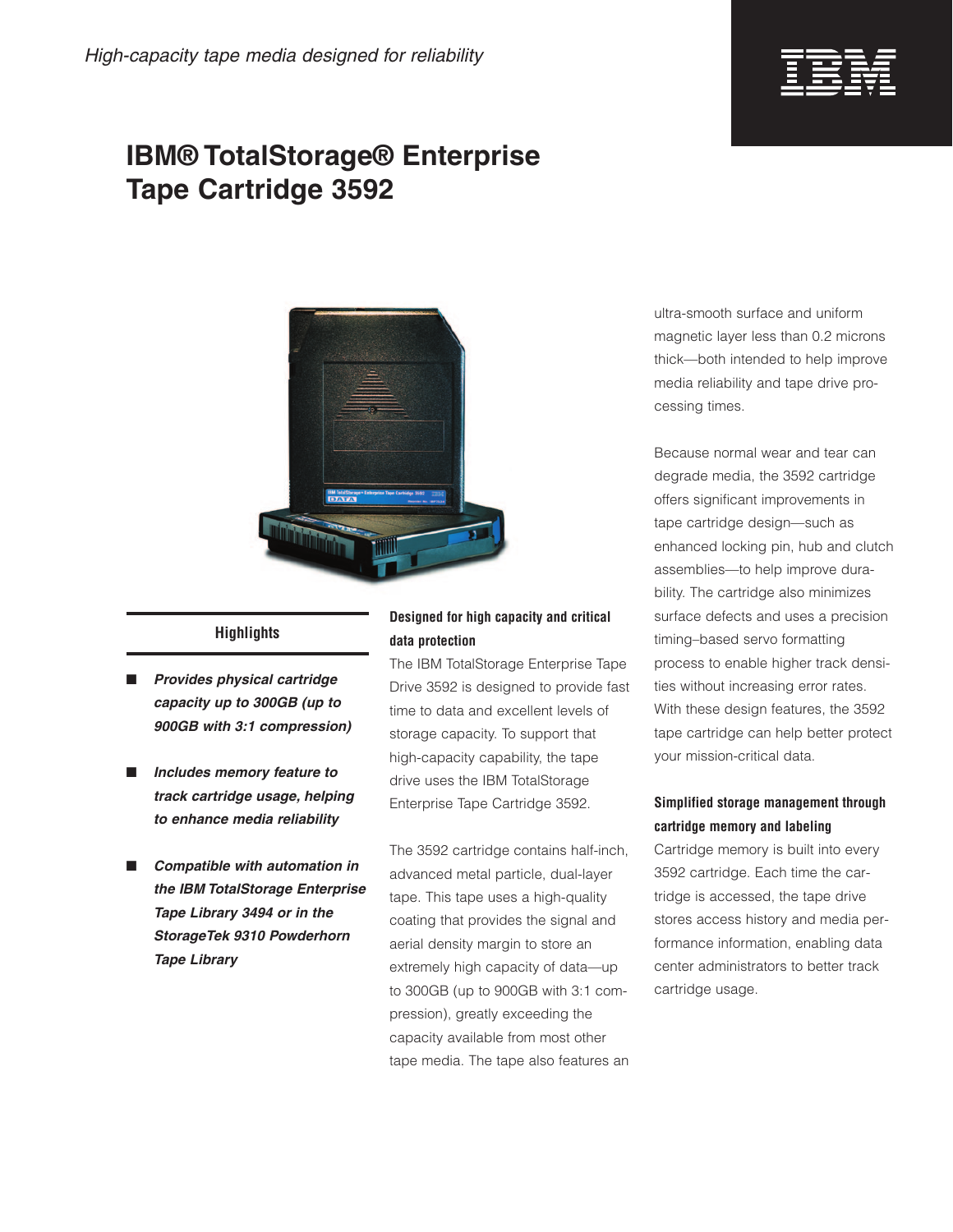*High-capacity tape media designed for reliability*

# IBM® TotalStorage® Enterprise Tape Cartridge 3592

## Highlights

- ***Provides physical cartridge capacity up to 300GB (up to 900GB with 3:1 compression)***
- ***Includes memory feature to track cartridge usage, helping to enhance media reliability***
- ***Compatible with automation in the IBM TotalStorage Enterprise Tape Library 3494 or in the StorageTek 9310 Powderhorn Tape Library***

### Designed for high capacity and critical data protection

The IBM TotalStorage Enterprise Tape Drive 3592 is designed to provide fast time to data and excellent levels of storage capacity. To support that high-capacity capability, the tape drive uses the IBM TotalStorage Enterprise Tape Cartridge 3592.

The 3592 cartridge contains half-inch, advanced metal particle, dual-layer tape. This tape uses a high-quality coating that provides the signal and aerial density margin to store an extremely high capacity of data—up to 300GB (up to 900GB with 3:1 compression), greatly exceeding the capacity available from most other tape media. The tape also features an ultra-smooth surface and uniform magnetic layer less than 0.2 microns thick—both intended to help improve media reliability and tape drive processing times.

Because normal wear and tear can degrade media, the 3592 cartridge offers significant improvements in tape cartridge design—such as enhanced locking pin, hub and clutch assemblies—to help improve durability. The cartridge also minimizes surface defects and uses a precision timing–based servo formatting process to enable higher track densities without increasing error rates. With these design features, the 3592 tape cartridge can help better protect your mission-critical data.

### Simplified storage management through cartridge memory and labeling

Cartridge memory is built into every 3592 cartridge. Each time the cartridge is accessed, the tape drive stores access history and media performance information, enabling data center administrators to better track cartridge usage.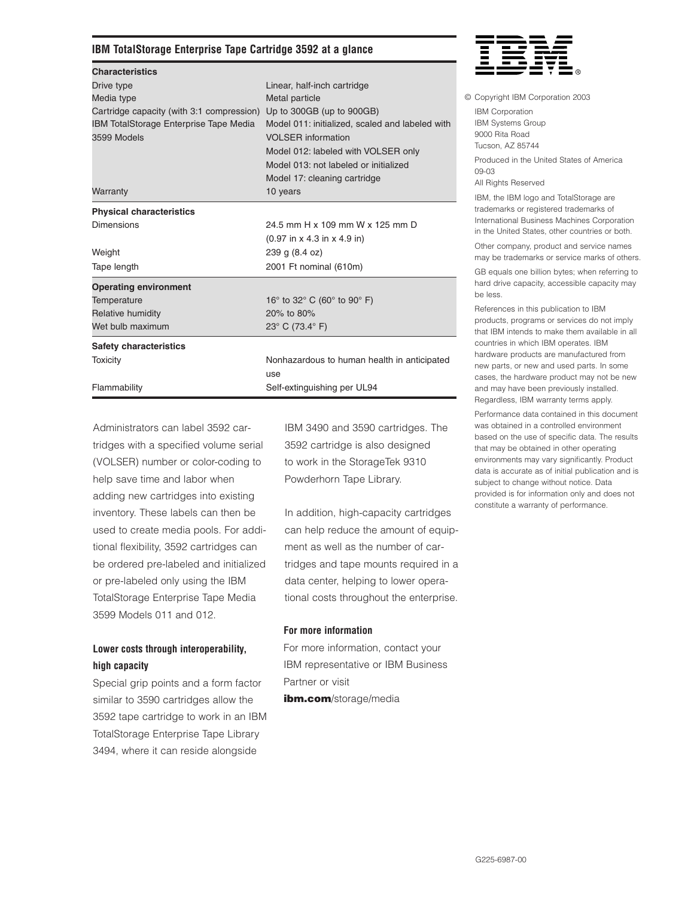## IBM TotalStorage Enterprise Tape Cartridge 3592 at a glance

| | |
|---|---|
| **Characteristics** | |
| Drive type | Linear, half-inch cartridge |
| Media type | Metal particle |
| Cartridge capacity (with 3:1 compression) | Up to 300GB (up to 900GB) |
| IBM TotalStorage Enterprise Tape Media 3599 Models | Model 011: initialized, scaled and labeled with VOLSER information<br>Model 012: labeled with VOLSER only<br>Model 013: not labeled or initialized<br>Model 17: cleaning cartridge |
| Warranty | 10 years |
| **Physical characteristics** | |
| Dimensions | 24.5 mm H x 109 mm W x 125 mm D (0.97 in x 4.3 in x 4.9 in) |
| Weight | 239 g (8.4 oz) |
| Tape length | 2001 Ft nominal (610m) |
| **Operating environment** | |
| Temperature | 16° to 32° C (60° to 90° F) |
| Relative humidity | 20% to 80% |
| Wet bulb maximum | 23° C (73.4° F) |
| **Safety characteristics** | |
| Toxicity | Nonhazardous to human health in anticipated use |
| Flammability | Self-extinguishing per UL94 |

Administrators can label 3592 cartridges with a specified volume serial (VOLSER) number or color-coding to help save time and labor when adding new cartridges into existing inventory. These labels can then be used to create media pools. For additional flexibility, 3592 cartridges can be ordered pre-labeled and initialized or pre-labeled only using the IBM TotalStorage Enterprise Tape Media 3599 Models 011 and 012.

### Lower costs through interoperability, high capacity

Special grip points and a form factor similar to 3590 cartridges allow the 3592 tape cartridge to work in an IBM TotalStorage Enterprise Tape Library 3494, where it can reside alongside IBM 3490 and 3590 cartridges. The 3592 cartridge is also designed to work in the StorageTek 9310 Powderhorn Tape Library.

In addition, high-capacity cartridges can help reduce the amount of equipment as well as the number of cartridges and tape mounts required in a data center, helping to lower operational costs throughout the enterprise.

### For more information

For more information, contact your IBM representative or IBM Business Partner or visit **ibm.com**/storage/media

IBM

© Copyright IBM Corporation 2003

IBM Corporation
IBM Systems Group
9000 Rita Road
Tucson, AZ 85744

Produced in the United States of America
09-03
All Rights Reserved

IBM, the IBM logo and TotalStorage are trademarks or registered trademarks of International Business Machines Corporation in the United States, other countries or both.

Other company, product and service names may be trademarks or service marks of others.

GB equals one billion bytes; when referring to hard drive capacity, accessible capacity may be less.

References in this publication to IBM products, programs or services do not imply that IBM intends to make them available in all countries in which IBM operates. IBM hardware products are manufactured from new parts, or new and used parts. In some cases, the hardware product may not be new and may have been previously installed. Regardless, IBM warranty terms apply.

Performance data contained in this document was obtained in a controlled environment based on the use of specific data. The results that may be obtained in other operating environments may vary significantly. Product data is accurate as of initial publication and is subject to change without notice. Data provided is for information only and does not constitute a warranty of performance.

G225-6987-00